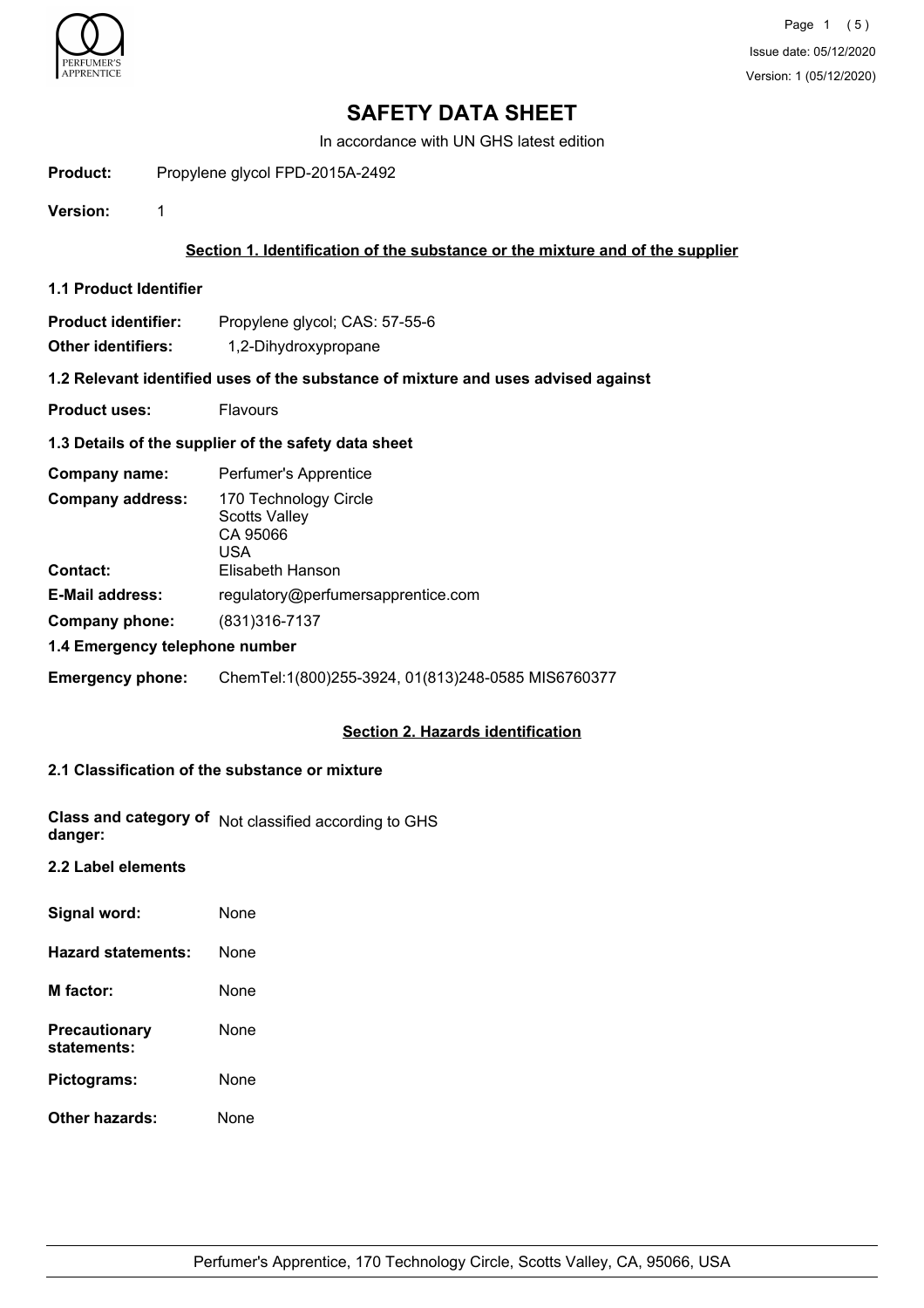# SAFETY DATA SHEET

In accordance with UN GHS latest edition

**Product:** Propylene glycol FPD-2015A-2492

**Version:** 1

## Section 1. Identification of the substance or the mixture and of the supplier

### 1.1 Product Identifier

**Product identifier:** Propylene glycol; CAS: 57-55-6

**Other identifiers:** 1,2-Dihydroxypropane

### 1.2 Relevant identified uses of the substance of mixture and uses advised against

**Product uses:** Flavours

### 1.3 Details of the supplier of the safety data sheet

**Company name:** Perfumer's Apprentice

**Company address:** 170 Technology Circle
Scotts Valley
CA 95066
USA

**Contact:** Elisabeth Hanson

**E-Mail address:** regulatory@perfumersapprentice.com

**Company phone:** (831)316-7137

### 1.4 Emergency telephone number

**Emergency phone:** ChemTel:1(800)255-3924, 01(813)248-0585 MIS6760377

## Section 2. Hazards identification

### 2.1 Classification of the substance or mixture

**Class and category of danger:** Not classified according to GHS

### 2.2 Label elements

**Signal word:** None

**Hazard statements:** None

**M factor:** None

**Precautionary statements:** None

**Pictograms:** None

**Other hazards:** None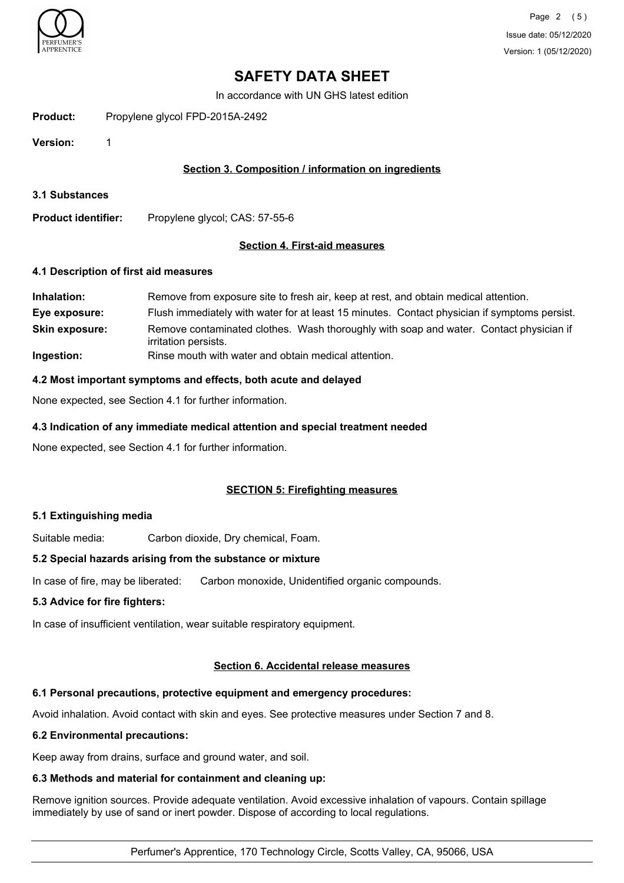# SAFETY DATA SHEET

In accordance with UN GHS latest edition

**Product:** Propylene glycol FPD-2015A-2492

**Version:** 1

## Section 3. Composition / information on ingredients

### 3.1 Substances

**Product identifier:** Propylene glycol; CAS: 57-55-6

## Section 4. First-aid measures

### 4.1 Description of first aid measures

**Inhalation:** Remove from exposure site to fresh air, keep at rest, and obtain medical attention.

**Eye exposure:** Flush immediately with water for at least 15 minutes. Contact physician if symptoms persist.

**Skin exposure:** Remove contaminated clothes. Wash thoroughly with soap and water. Contact physician if irritation persists.

**Ingestion:** Rinse mouth with water and obtain medical attention.

### 4.2 Most important symptoms and effects, both acute and delayed

None expected, see Section 4.1 for further information.

### 4.3 Indication of any immediate medical attention and special treatment needed

None expected, see Section 4.1 for further information.

## SECTION 5: Firefighting measures

### 5.1 Extinguishing media

Suitable media: Carbon dioxide, Dry chemical, Foam.

### 5.2 Special hazards arising from the substance or mixture

In case of fire, may be liberated: Carbon monoxide, Unidentified organic compounds.

### 5.3 Advice for fire fighters:

In case of insufficient ventilation, wear suitable respiratory equipment.

## Section 6. Accidental release measures

### 6.1 Personal precautions, protective equipment and emergency procedures:

Avoid inhalation. Avoid contact with skin and eyes. See protective measures under Section 7 and 8.

### 6.2 Environmental precautions:

Keep away from drains, surface and ground water, and soil.

### 6.3 Methods and material for containment and cleaning up:

Remove ignition sources. Provide adequate ventilation. Avoid excessive inhalation of vapours. Contain spillage immediately by use of sand or inert powder. Dispose of according to local regulations.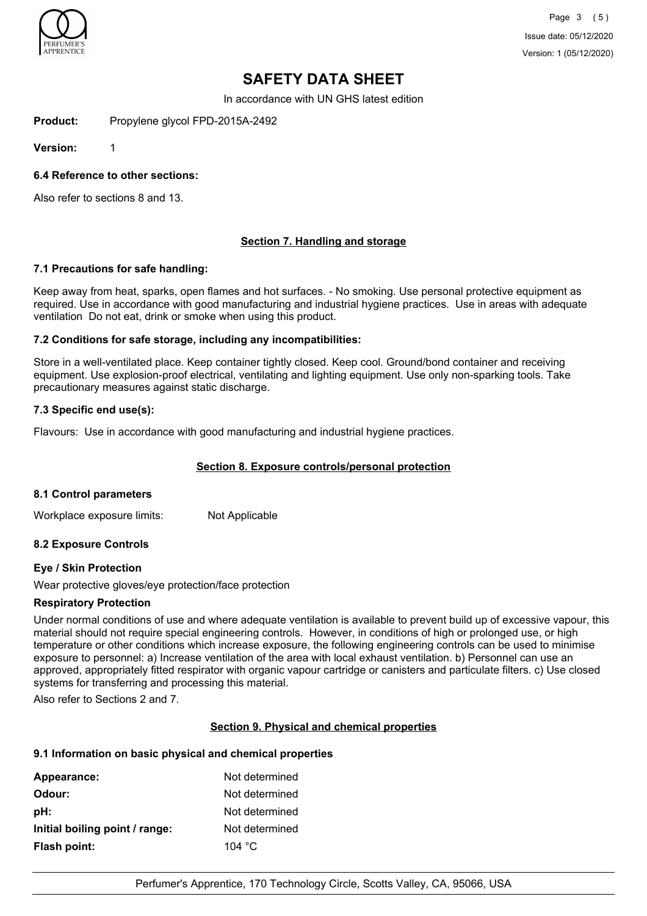# SAFETY DATA SHEET

In accordance with UN GHS latest edition

**Product:** Propylene glycol FPD-2015A-2492

**Version:** 1

### 6.4 Reference to other sections:

Also refer to sections 8 and 13.

## Section 7. Handling and storage

### 7.1 Precautions for safe handling:

Keep away from heat, sparks, open flames and hot surfaces. - No smoking. Use personal protective equipment as required. Use in accordance with good manufacturing and industrial hygiene practices. Use in areas with adequate ventilation Do not eat, drink or smoke when using this product.

### 7.2 Conditions for safe storage, including any incompatibilities:

Store in a well-ventilated place. Keep container tightly closed. Keep cool. Ground/bond container and receiving equipment. Use explosion-proof electrical, ventilating and lighting equipment. Use only non-sparking tools. Take precautionary measures against static discharge.

### 7.3 Specific end use(s):

Flavours: Use in accordance with good manufacturing and industrial hygiene practices.

## Section 8. Exposure controls/personal protection

### 8.1 Control parameters

Workplace exposure limits: Not Applicable

### 8.2 Exposure Controls

**Eye / Skin Protection**

Wear protective gloves/eye protection/face protection

**Respiratory Protection**

Under normal conditions of use and where adequate ventilation is available to prevent build up of excessive vapour, this material should not require special engineering controls. However, in conditions of high or prolonged use, or high temperature or other conditions which increase exposure, the following engineering controls can be used to minimise exposure to personnel: a) Increase ventilation of the area with local exhaust ventilation. b) Personnel can use an approved, appropriately fitted respirator with organic vapour cartridge or canisters and particulate filters. c) Use closed systems for transferring and processing this material.

Also refer to Sections 2 and 7.

## Section 9. Physical and chemical properties

### 9.1 Information on basic physical and chemical properties

| | |
|---|---|
| **Appearance:** | Not determined |
| **Odour:** | Not determined |
| **pH:** | Not determined |
| **Initial boiling point / range:** | Not determined |
| **Flash point:** | 104 °C |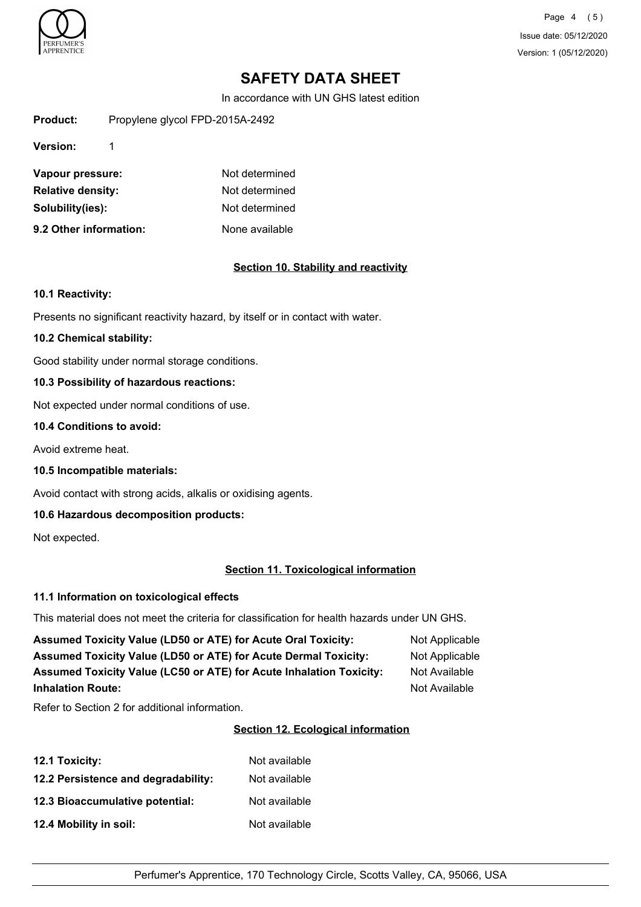**Product:** Propylene glycol FPD-2015A-2492

**Version:** 1

| | |
|---|---|
| **Vapour pressure:** | Not determined |
| **Relative density:** | Not determined |
| **Solubility(ies):** | Not determined |
| **9.2 Other information:** | None available |

## Section 10. Stability and reactivity

**10.1 Reactivity:**

Presents no significant reactivity hazard, by itself or in contact with water.

**10.2 Chemical stability:**

Good stability under normal storage conditions.

**10.3 Possibility of hazardous reactions:**

Not expected under normal conditions of use.

**10.4 Conditions to avoid:**

Avoid extreme heat.

**10.5 Incompatible materials:**

Avoid contact with strong acids, alkalis or oxidising agents.

**10.6 Hazardous decomposition products:**

Not expected.

## Section 11. Toxicological information

**11.1 Information on toxicological effects**

This material does not meet the criteria for classification for health hazards under UN GHS.

| | |
|---|---|
| **Assumed Toxicity Value (LD50 or ATE) for Acute Oral Toxicity:** | Not Applicable |
| **Assumed Toxicity Value (LD50 or ATE) for Acute Dermal Toxicity:** | Not Applicable |
| **Assumed Toxicity Value (LC50 or ATE) for Acute Inhalation Toxicity:** | Not Available |
| **Inhalation Route:** | Not Available |

Refer to Section 2 for additional information.

## Section 12. Ecological information

| | |
|---|---|
| **12.1 Toxicity:** | Not available |
| **12.2 Persistence and degradability:** | Not available |
| **12.3 Bioaccumulative potential:** | Not available |
| **12.4 Mobility in soil:** | Not available |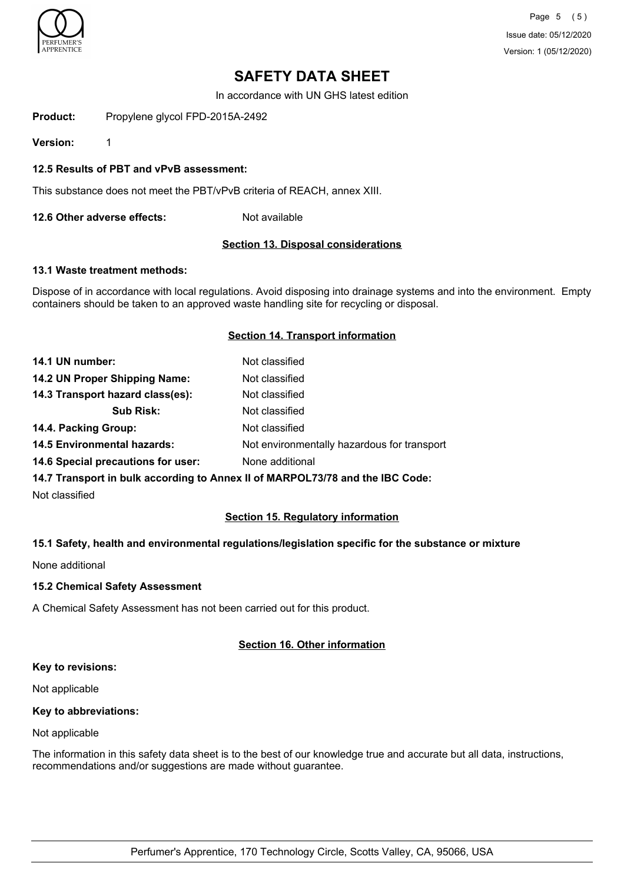# SAFETY DATA SHEET

In accordance with UN GHS latest edition

**Product:** Propylene glycol FPD-2015A-2492

**Version:** 1

**12.5 Results of PBT and vPvB assessment:**

This substance does not meet the PBT/vPvB criteria of REACH, annex XIII.

**12.6 Other adverse effects:** Not available

## Section 13. Disposal considerations

**13.1 Waste treatment methods:**

Dispose of in accordance with local regulations. Avoid disposing into drainage systems and into the environment. Empty containers should be taken to an approved waste handling site for recycling or disposal.

## Section 14. Transport information

| | |
|---|---|
| **14.1 UN number:** | Not classified |
| **14.2 UN Proper Shipping Name:** | Not classified |
| **14.3 Transport hazard class(es):** | Not classified |
| **Sub Risk:** | Not classified |
| **14.4. Packing Group:** | Not classified |
| **14.5 Environmental hazards:** | Not environmentally hazardous for transport |
| **14.6 Special precautions for user:** | None additional |

**14.7 Transport in bulk according to Annex II of MARPOL73/78 and the IBC Code:**

Not classified

## Section 15. Regulatory information

**15.1 Safety, health and environmental regulations/legislation specific for the substance or mixture**

None additional

**15.2 Chemical Safety Assessment**

A Chemical Safety Assessment has not been carried out for this product.

## Section 16. Other information

**Key to revisions:**

Not applicable

**Key to abbreviations:**

Not applicable

The information in this safety data sheet is to the best of our knowledge true and accurate but all data, instructions, recommendations and/or suggestions are made without guarantee.